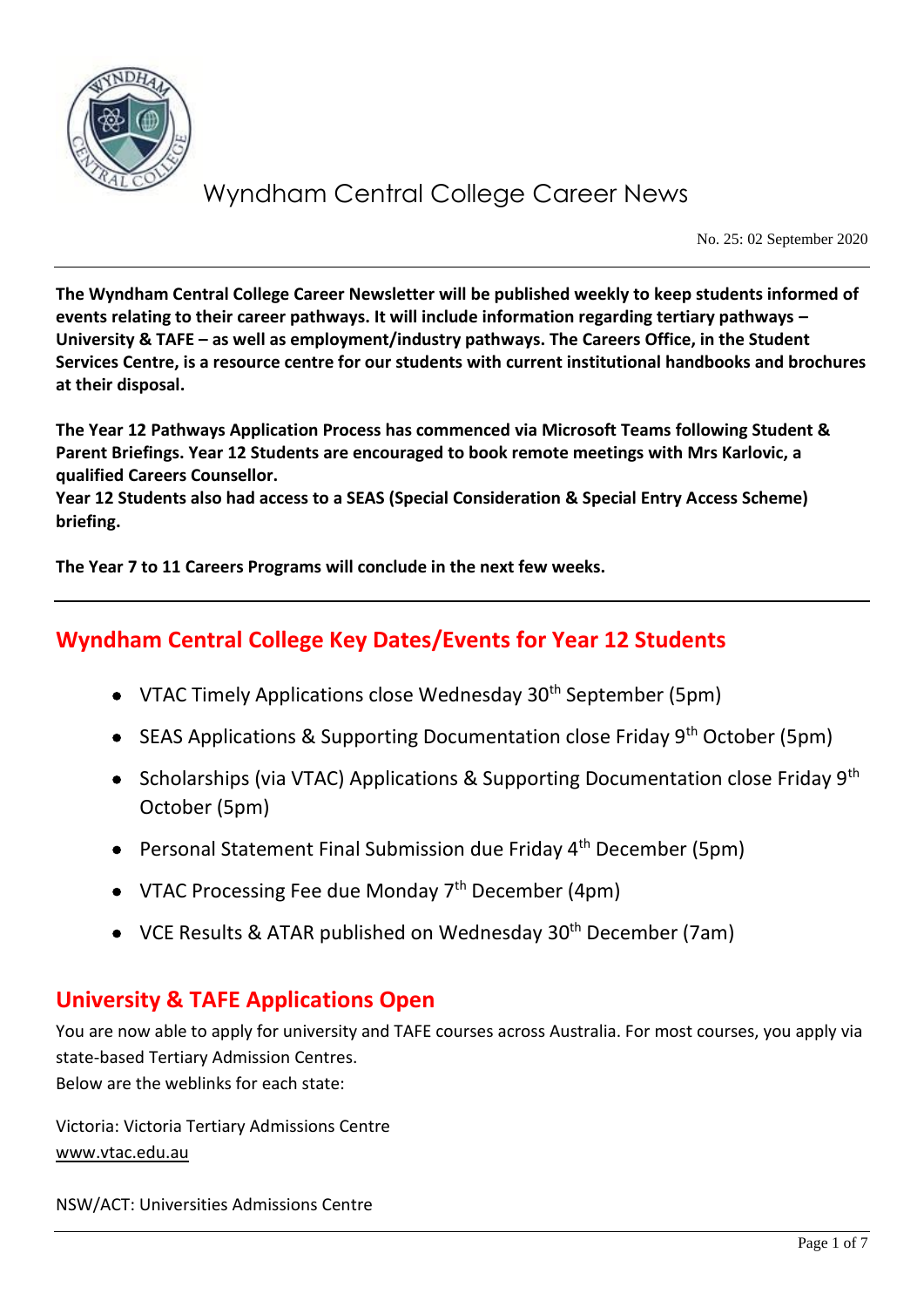# Wyndham Central College Career News

No. 25: 02 September 2020

**The Wyndham Central College Career Newsletter will be published weekly to keep students informed of events relating to their career pathways. It will include information regarding tertiary pathways – University & TAFE – as well as employment/industry pathways. The Careers Office, in the Student Services Centre, is a resource centre for our students with current institutional handbooks and brochures at their disposal.**

**The Year 12 Pathways Application Process has commenced via Microsoft Teams following Student & Parent Briefings. Year 12 Students are encouraged to book remote meetings with Mrs Karlovic, a qualified Careers Counsellor.**
**Year 12 Students also had access to a SEAS (Special Consideration & Special Entry Access Scheme) briefing.**

**The Year 7 to 11 Careers Programs will conclude in the next few weeks.**

---

## Wyndham Central College Key Dates/Events for Year 12 Students

- VTAC Timely Applications close Wednesday 30th September (5pm)
- SEAS Applications & Supporting Documentation close Friday 9th October (5pm)
- Scholarships (via VTAC) Applications & Supporting Documentation close Friday 9th October (5pm)
- Personal Statement Final Submission due Friday 4th December (5pm)
- VTAC Processing Fee due Monday 7th December (4pm)
- VCE Results & ATAR published on Wednesday 30th December (7am)

## University & TAFE Applications Open

You are now able to apply for university and TAFE courses across Australia. For most courses, you apply via state-based Tertiary Admission Centres.
Below are the weblinks for each state:

Victoria: Victoria Tertiary Admissions Centre
www.vtac.edu.au

NSW/ACT: Universities Admissions Centre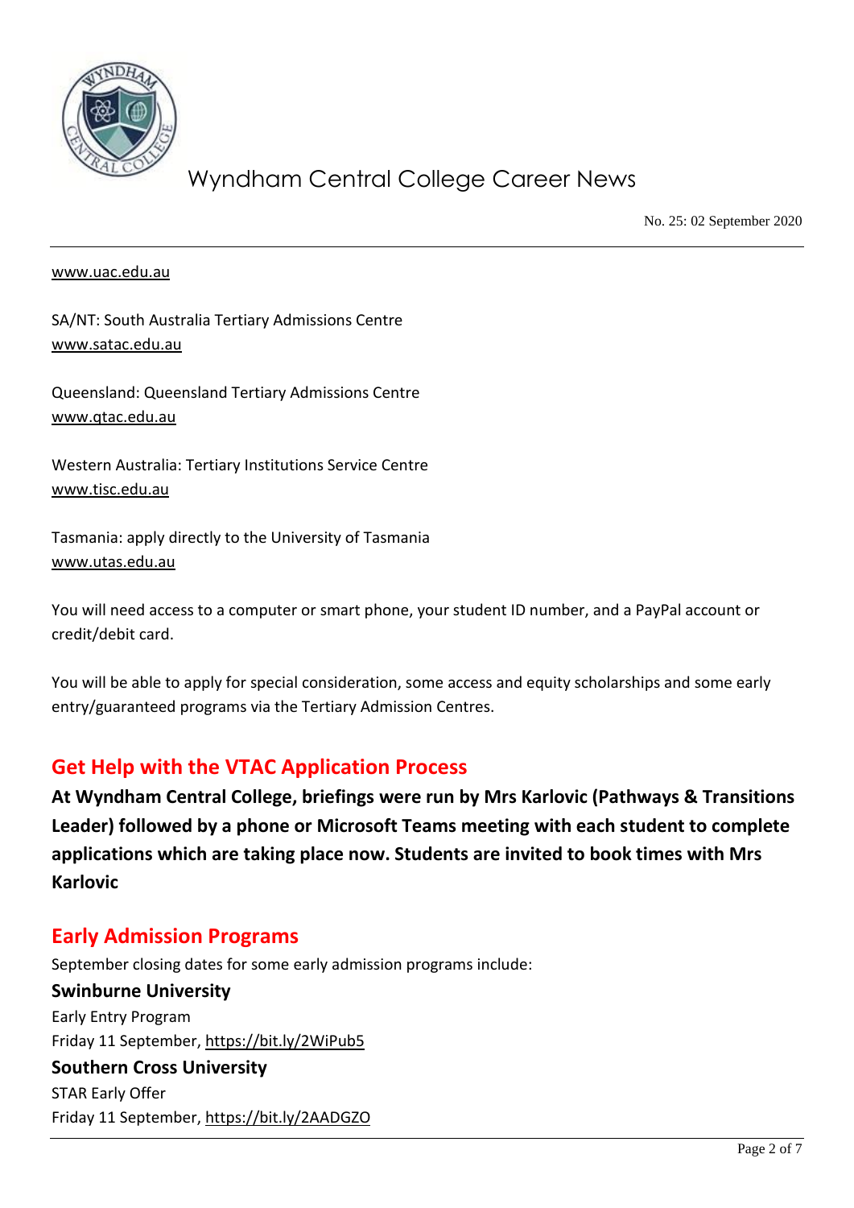www.uac.edu.au

SA/NT: South Australia Tertiary Admissions Centre
www.satac.edu.au

Queensland: Queensland Tertiary Admissions Centre
www.qtac.edu.au

Western Australia: Tertiary Institutions Service Centre
www.tisc.edu.au

Tasmania: apply directly to the University of Tasmania
www.utas.edu.au

You will need access to a computer or smart phone, your student ID number, and a PayPal account or credit/debit card.

You will be able to apply for special consideration, some access and equity scholarships and some early entry/guaranteed programs via the Tertiary Admission Centres.

## Get Help with the VTAC Application Process

**At Wyndham Central College, briefings were run by Mrs Karlovic (Pathways & Transitions Leader) followed by a phone or Microsoft Teams meeting with each student to complete applications which are taking place now. Students are invited to book times with Mrs Karlovic**

## Early Admission Programs

September closing dates for some early admission programs include:

**Swinburne University**
Early Entry Program
Friday 11 September, https://bit.ly/2WiPub5

**Southern Cross University**
STAR Early Offer
Friday 11 September, https://bit.ly/2AADGZO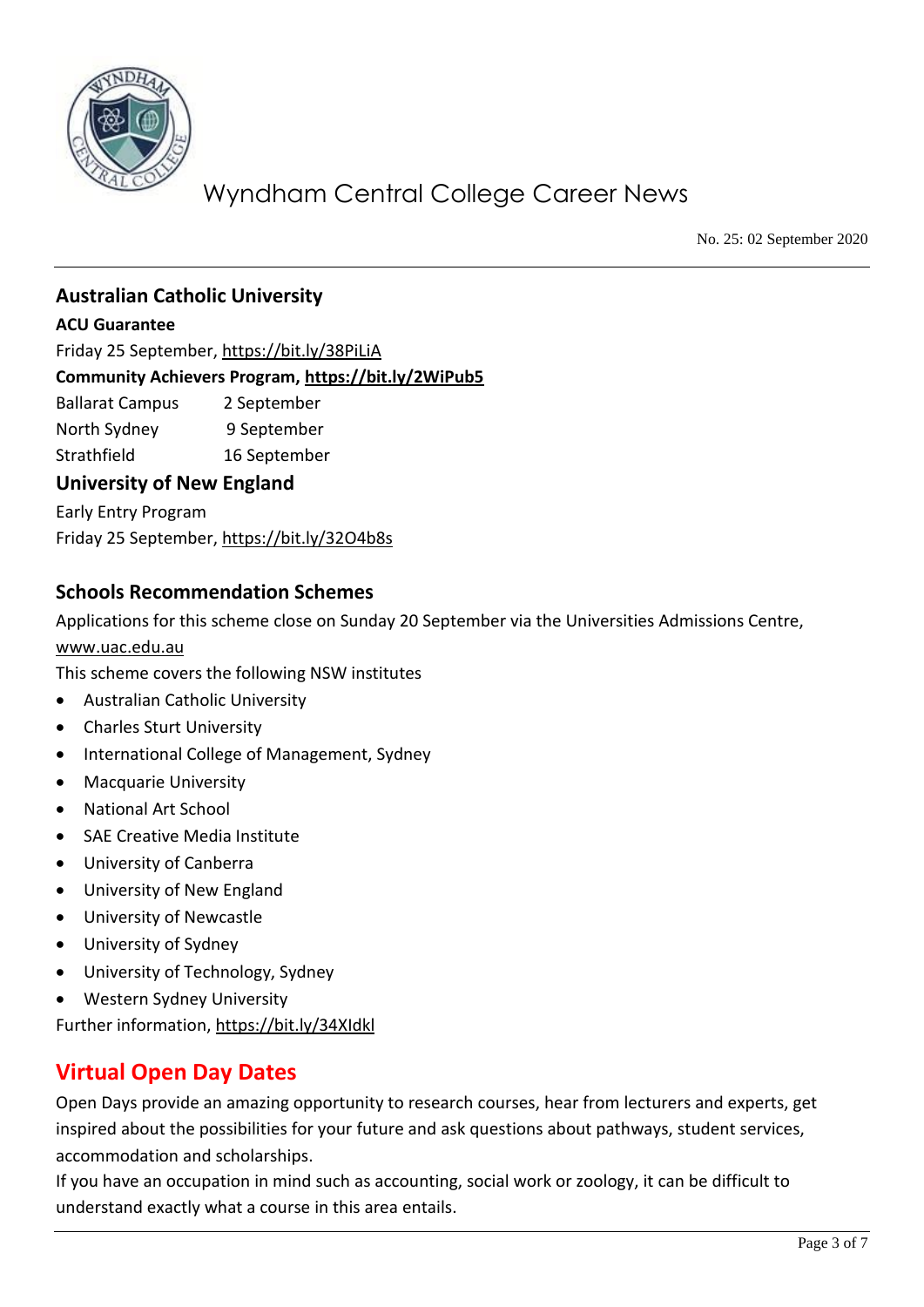## Australian Catholic University

**ACU Guarantee**

Friday 25 September, https://bit.ly/38PiLiA

**Community Achievers Program, https://bit.ly/2WiPub5**

| | |
|---|---|
| Ballarat Campus | 2 September |
| North Sydney | 9 September |
| Strathfield | 16 September |

## University of New England

Early Entry Program

Friday 25 September, https://bit.ly/32O4b8s

## Schools Recommendation Schemes

Applications for this scheme close on Sunday 20 September via the Universities Admissions Centre, www.uac.edu.au

This scheme covers the following NSW institutes

- Australian Catholic University
- Charles Sturt University
- International College of Management, Sydney
- Macquarie University
- National Art School
- SAE Creative Media Institute
- University of Canberra
- University of New England
- University of Newcastle
- University of Sydney
- University of Technology, Sydney
- Western Sydney University

Further information, https://bit.ly/34XIdkl

## Virtual Open Day Dates

Open Days provide an amazing opportunity to research courses, hear from lecturers and experts, get inspired about the possibilities for your future and ask questions about pathways, student services, accommodation and scholarships.

If you have an occupation in mind such as accounting, social work or zoology, it can be difficult to understand exactly what a course in this area entails.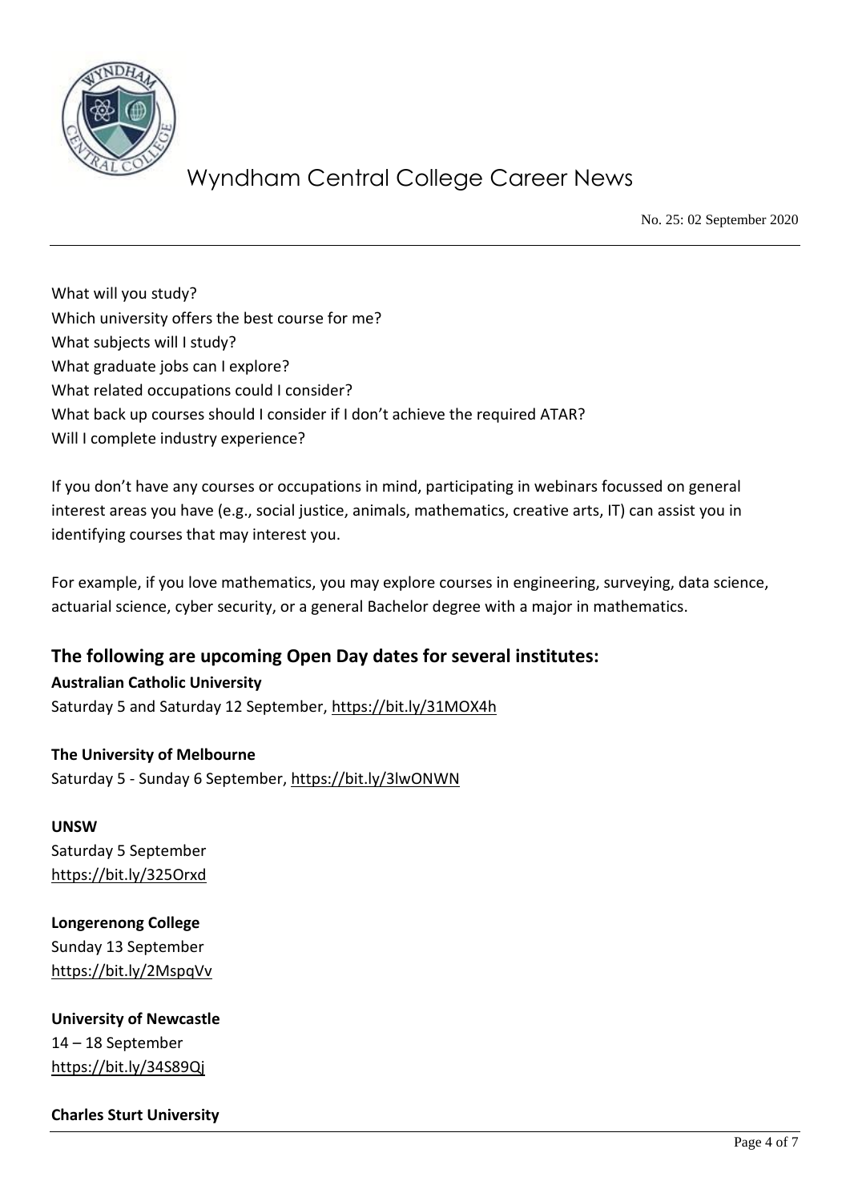What will you study?
Which university offers the best course for me?
What subjects will I study?
What graduate jobs can I explore?
What related occupations could I consider?
What back up courses should I consider if I don't achieve the required ATAR?
Will I complete industry experience?

If you don't have any courses or occupations in mind, participating in webinars focussed on general interest areas you have (e.g., social justice, animals, mathematics, creative arts, IT) can assist you in identifying courses that may interest you.

For example, if you love mathematics, you may explore courses in engineering, surveying, data science, actuarial science, cyber security, or a general Bachelor degree with a major in mathematics.

## The following are upcoming Open Day dates for several institutes:

**Australian Catholic University**
Saturday 5 and Saturday 12 September, https://bit.ly/31MOX4h

**The University of Melbourne**
Saturday 5 - Sunday 6 September, https://bit.ly/3lwONWN

**UNSW**
Saturday 5 September
https://bit.ly/325Orxd

**Longerenong College**
Sunday 13 September
https://bit.ly/2MspqVv

**University of Newcastle**
14 – 18 September
https://bit.ly/34S89Qj

**Charles Sturt University**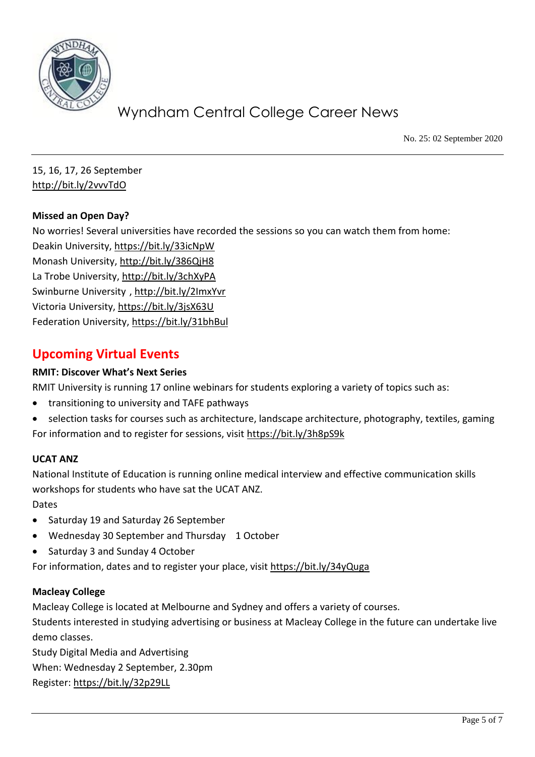15, 16, 17, 26 September
http://bit.ly/2vvvTdO

**Missed an Open Day?**

No worries! Several universities have recorded the sessions so you can watch them from home:
Deakin University, https://bit.ly/33icNpW
Monash University, http://bit.ly/386QjH8
La Trobe University, http://bit.ly/3chXyPA
Swinburne University , http://bit.ly/2ImxYvr
Victoria University, https://bit.ly/3jsX63U
Federation University, https://bit.ly/31bhBul

## Upcoming Virtual Events

**RMIT: Discover What's Next Series**

RMIT University is running 17 online webinars for students exploring a variety of topics such as:

- transitioning to university and TAFE pathways
- selection tasks for courses such as architecture, landscape architecture, photography, textiles, gaming

For information and to register for sessions, visit https://bit.ly/3h8pS9k

**UCAT ANZ**

National Institute of Education is running online medical interview and effective communication skills workshops for students who have sat the UCAT ANZ.

Dates

- Saturday 19 and Saturday 26 September
- Wednesday 30 September and Thursday 1 October
- Saturday 3 and Sunday 4 October

For information, dates and to register your place, visit https://bit.ly/34yQuga

**Macleay College**

Macleay College is located at Melbourne and Sydney and offers a variety of courses.
Students interested in studying advertising or business at Macleay College in the future can undertake live demo classes.
Study Digital Media and Advertising
When: Wednesday 2 September, 2.30pm
Register: https://bit.ly/32p29LL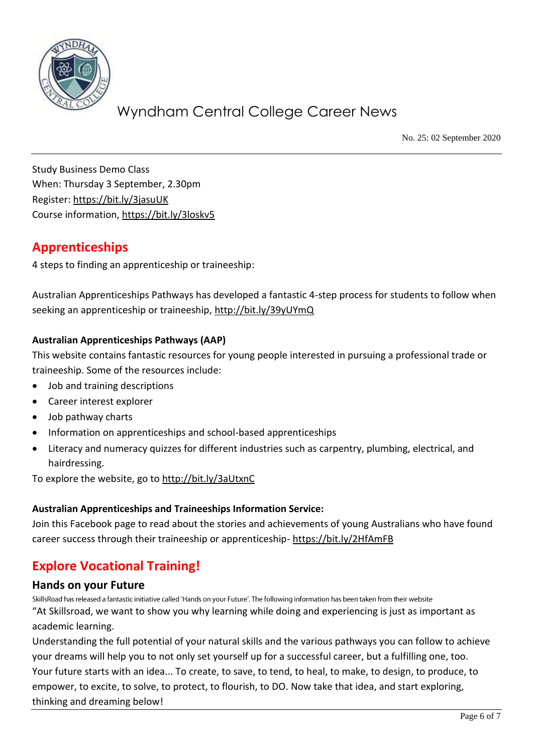Study Business Demo Class
When: Thursday 3 September, 2.30pm
Register: https://bit.ly/3jasuUK
Course information, https://bit.ly/3loskv5

## Apprenticeships

4 steps to finding an apprenticeship or traineeship:

Australian Apprenticeships Pathways has developed a fantastic 4-step process for students to follow when seeking an apprenticeship or traineeship, http://bit.ly/39yUYmQ

**Australian Apprenticeships Pathways (AAP)**

This website contains fantastic resources for young people interested in pursuing a professional trade or traineeship. Some of the resources include:

- Job and training descriptions
- Career interest explorer
- Job pathway charts
- Information on apprenticeships and school-based apprenticeships
- Literacy and numeracy quizzes for different industries such as carpentry, plumbing, electrical, and hairdressing.

To explore the website, go to http://bit.ly/3aUtxnC

**Australian Apprenticeships and Traineeships Information Service:**

Join this Facebook page to read about the stories and achievements of young Australians who have found career success through their traineeship or apprenticeship- https://bit.ly/2HfAmFB

## Explore Vocational Training!

### Hands on your Future

SkillsRoad has released a fantastic initiative called 'Hands on your Future'. The following information has been taken from their website

"At Skillsroad, we want to show you why learning while doing and experiencing is just as important as academic learning.

Understanding the full potential of your natural skills and the various pathways you can follow to achieve your dreams will help you to not only set yourself up for a successful career, but a fulfilling one, too.

Your future starts with an idea... To create, to save, to tend, to heal, to make, to design, to produce, to empower, to excite, to solve, to protect, to flourish, to DO. Now take that idea, and start exploring, thinking and dreaming below!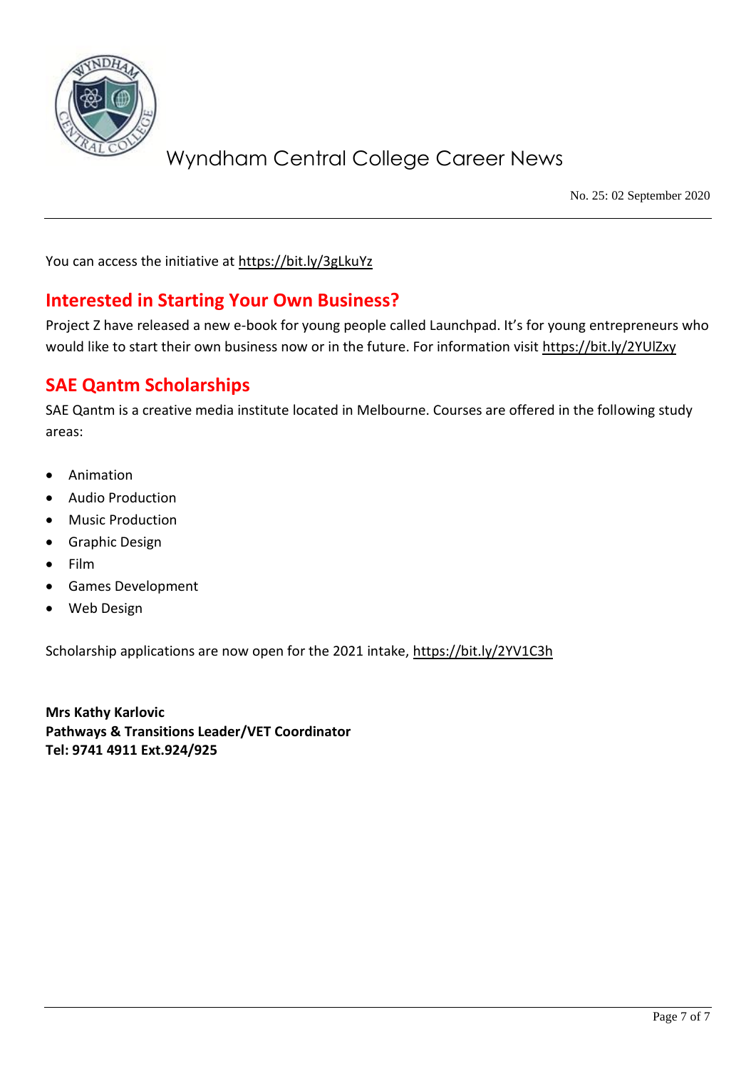You can access the initiative at https://bit.ly/3gLkuYz

## Interested in Starting Your Own Business?

Project Z have released a new e-book for young people called Launchpad. It's for young entrepreneurs who would like to start their own business now or in the future. For information visit https://bit.ly/2YUlZxy

## SAE Qantm Scholarships

SAE Qantm is a creative media institute located in Melbourne. Courses are offered in the following study areas:

- Animation
- Audio Production
- Music Production
- Graphic Design
- Film
- Games Development
- Web Design

Scholarship applications are now open for the 2021 intake, https://bit.ly/2YV1C3h

**Mrs Kathy Karlovic**
**Pathways & Transitions Leader/VET Coordinator**
**Tel: 9741 4911 Ext.924/925**